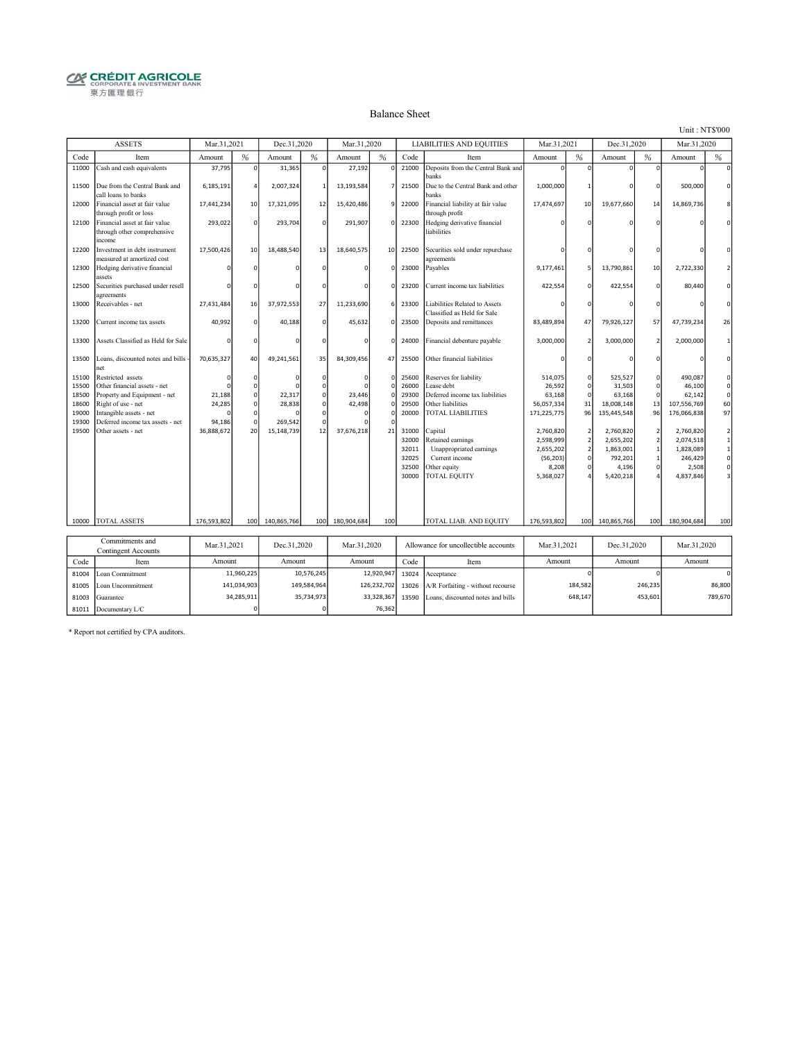CRÉDIT AGRICOLE
CORPORATE & INVESTMENT BANK
東方匯理銀行

# Balance Sheet

Unit : NT$'000

| ASSETS | | Mar.31,2021 | | Dec.31,2020 | | Mar.31,2020 | | LIABILITIES AND EQUITIES | | Mar.31,2021 | | Dec.31,2020 | | Mar.31,2020 | |
|---|---|---|---|---|---|---|---|---|---|---|---|---|---|---|---|
| Code | Item | Amount | % | Amount | % | Amount | % | Code | Item | Amount | % | Amount | % | Amount | % |
| 11000 | Cash and cash equivalents | 37,795 | 0 | 31,365 | 0 | 27,192 | 0 | 21000 | Deposits from the Central Bank and banks | 0 | 0 | 0 | 0 | 0 | 0 |
| 11500 | Due from the Central Bank and call loans to banks | 6,185,191 | 4 | 2,007,324 | 1 | 13,193,584 | 7 | 21500 | Due to the Central Bank and other banks | 1,000,000 | 1 | 0 | 0 | 500,000 | 0 |
| 12000 | Financial asset at fair value through profit or loss | 17,441,234 | 10 | 17,321,095 | 12 | 15,420,486 | 9 | 22000 | Financial liability at fair value through profit | 17,474,697 | 10 | 19,677,660 | 14 | 14,869,736 | 8 |
| 12100 | Financial asset at fair value through other comprehensive income | 293,022 | 0 | 293,704 | 0 | 291,907 | 0 | 22300 | Hedging derivative financial liabilities | 0 | 0 | 0 | 0 | 0 | 0 |
| 12200 | Investment in debt instrument measured at amortized cost | 17,500,426 | 10 | 18,488,540 | 13 | 18,640,575 | 10 | 22500 | Securities sold under repurchase agreements | 0 | 0 | 0 | 0 | 0 | 0 |
| 12300 | Hedging derivative financial assets | 0 | 0 | 0 | 0 | 0 | 0 | 23000 | Payables | 9,177,461 | 5 | 13,790,861 | 10 | 2,722,330 | 2 |
| 12500 | Securities purchased under resell agreements | 0 | 0 | 0 | 0 | 0 | 0 | 23200 | Current income tax liabilities | 422,554 | 0 | 422,554 | 0 | 80,440 | 0 |
| 13000 | Receivables - net | 27,431,484 | 16 | 37,972,553 | 27 | 11,233,690 | 6 | 23300 | Liabilities Related to Assets Classified as Held for Sale | 0 | 0 | 0 | 0 | 0 | 0 |
| 13200 | Current income tax assets | 40,992 | 0 | 40,188 | 0 | 45,632 | 0 | 23500 | Deposits and remittances | 83,489,894 | 47 | 79,926,127 | 57 | 47,739,234 | 26 |
| 13300 | Assets Classified as Held for Sale | 0 | 0 | 0 | 0 | 0 | 0 | 24000 | Financial debenture payable | 3,000,000 | 2 | 3,000,000 | 2 | 2,000,000 | 1 |
| 13500 | Loans, discounted notes and bills - net | 70,635,327 | 40 | 49,241,561 | 35 | 84,309,456 | 47 | 25500 | Other financial liabilities | 0 | 0 | 0 | 0 | 0 | 0 |
| 15100 | Restricted assets | 0 | 0 | 0 | 0 | 0 | 0 | 25600 | Reserves for liability | 514,075 | 0 | 525,527 | 0 | 490,087 | 0 |
| 15500 | Other financial assets - net | 0 | 0 | 0 | 0 | 0 | 0 | 26000 | Lease debt | 26,592 | 0 | 31,503 | 0 | 46,100 | 0 |
| 18500 | Property and Equipment - net | 21,188 | 0 | 22,317 | 0 | 23,446 | 0 | 29300 | Deferred income tax liabilities | 63,168 | 0 | 63,168 | 0 | 62,142 | 0 |
| 18600 | Right of use - net | 24,285 | 0 | 28,838 | 0 | 42,498 | 0 | 29500 | Other liabilities | 56,057,334 | 31 | 18,008,148 | 13 | 107,556,769 | 60 |
| 19000 | Intangible assets - net | 0 | 0 | 0 | 0 | 0 | 0 | 20000 | TOTAL LIABILITIES | 171,225,775 | 96 | 135,445,548 | 96 | 176,066,838 | 97 |
| 19300 | Deferred income tax assets - net | 94,186 | 0 | 269,542 | 0 | 0 | 0 | | | | | | | | |
| 19500 | Other assets - net | 36,888,672 | 20 | 15,148,739 | 12 | 37,676,218 | 21 | 31000 | Capital | 2,760,820 | 2 | 2,760,820 | 2 | 2,760,820 | 2 |
| | | | | | | | | 32000 | Retained earnings | 2,598,999 | 2 | 2,655,202 | 2 | 2,074,518 | 1 |
| | | | | | | | | 32011 | Unappropriated earnings | 2,655,202 | 2 | 1,863,001 | 1 | 1,828,089 | 1 |
| | | | | | | | | 32025 | Current income | (56,203) | 0 | 792,201 | 1 | 246,429 | 0 |
| | | | | | | | | 32500 | Other equity | 8,208 | 0 | 4,196 | 0 | 2,508 | 0 |
| | | | | | | | | 30000 | TOTAL EQUITY | 5,368,027 | 4 | 5,420,218 | 4 | 4,837,846 | 3 |
| 10000 | TOTAL ASSETS | 176,593,802 | 100 | 140,865,766 | 100 | 180,904,684 | 100 | | TOTAL LIAB. AND EQUITY | 176,593,802 | 100 | 140,865,766 | 100 | 180,904,684 | 100 |

| Commitments and Contingent Accounts | | Mar.31,2021 | Dec.31,2020 | Mar.31,2020 | Allowance for uncollectible accounts | | Mar.31,2021 | Dec.31,2020 | Mar.31,2020 |
|---|---|---|---|---|---|---|---|---|---|
| Code | Item | Amount | Amount | Amount | Code | Item | Amount | Amount | Amount |
| 81004 | Loan Commitment | 11,960,225 | 10,576,245 | 12,920,947 | 13024 | Acceptance | 0 | 0 | 0 |
| 81005 | Loan Uncommitment | 141,034,903 | 149,584,964 | 126,232,702 | 13026 | A/R Forfaiting - without recourse | 184,582 | 246,235 | 86,800 |
| 81003 | Guarantee | 34,285,911 | 35,734,973 | 33,328,367 | 13590 | Loans, discounted notes and bills | 648,147 | 453,601 | 789,670 |
| 81011 | Documentary L/C | 0 | 0 | 76,362 | | | | | |

* Report not certified by CPA auditors.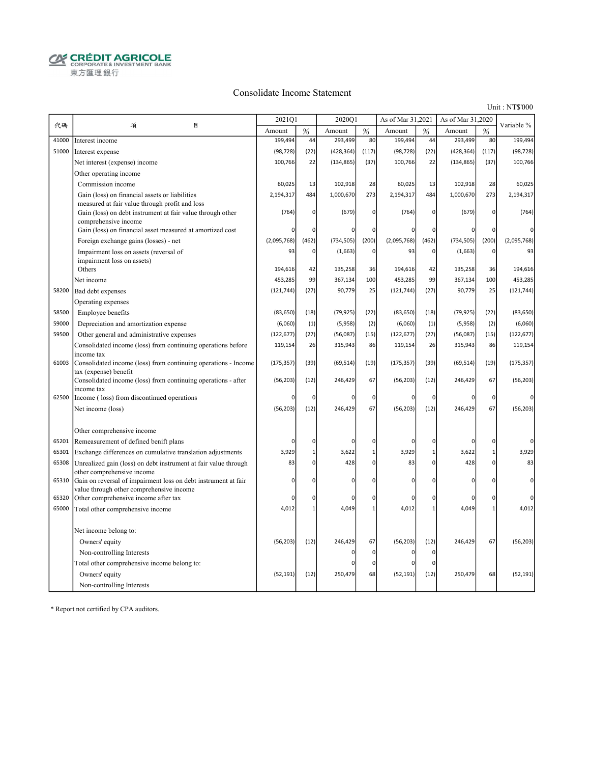CRÉDIT AGRICOLE
CORPORATE & INVESTMENT BANK
東方匯理銀行

# Consolidate Income Statement

Unit : NT$'000

| 代碼 | 項　目 | 2021Q1 | | 2020Q1 | | As of Mar 31,2021 | | As of Mar 31,2020 | | Variable % |
|---|---|---|---|---|---|---|---|---|---|---|
| | | Amount | % | Amount | % | Amount | % | Amount | % | |
| 41000 | Interest income | 199,494 | 44 | 293,499 | 80 | 199,494 | 44 | 293,499 | 80 | 199,494 |
| 51000 | Interest expense | (98,728) | (22) | (428,364) | (117) | (98,728) | (22) | (428,364) | (117) | (98,728) |
| | Net interest (expense) income | 100,766 | 22 | (134,865) | (37) | 100,766 | 22 | (134,865) | (37) | 100,766 |
| | Other operating income | | | | | | | | | |
| | Commission income | 60,025 | 13 | 102,918 | 28 | 60,025 | 13 | 102,918 | 28 | 60,025 |
| | Gain (loss) on financial assets or liabilities measured at fair value through profit and loss | 2,194,317 | 484 | 1,000,670 | 273 | 2,194,317 | 484 | 1,000,670 | 273 | 2,194,317 |
| | Gain (loss) on debt instrument at fair value through other comprehensive income | (764) | 0 | (679) | 0 | (764) | 0 | (679) | 0 | (764) |
| | Gain (loss) on financial asset measured at amortized cost | 0 | 0 | 0 | 0 | 0 | 0 | 0 | 0 | 0 |
| | Foreign exchange gains (losses) - net | (2,095,768) | (462) | (734,505) | (200) | (2,095,768) | (462) | (734,505) | (200) | (2,095,768) |
| | Impairment loss on assets (reversal of impairment loss on assets) | 93 | 0 | (1,663) | 0 | 93 | 0 | (1,663) | 0 | 93 |
| | Others | 194,616 | 42 | 135,258 | 36 | 194,616 | 42 | 135,258 | 36 | 194,616 |
| | Net income | 453,285 | 99 | 367,134 | 100 | 453,285 | 99 | 367,134 | 100 | 453,285 |
| 58200 | Bad debt expenses | (121,744) | (27) | 90,779 | 25 | (121,744) | (27) | 90,779 | 25 | (121,744) |
| | Operating expenses | | | | | | | | | |
| 58500 | Employee benefits | (83,650) | (18) | (79,925) | (22) | (83,650) | (18) | (79,925) | (22) | (83,650) |
| 59000 | Depreciation and amortization expense | (6,060) | (1) | (5,958) | (2) | (6,060) | (1) | (5,958) | (2) | (6,060) |
| 59500 | Other general and administrative expenses | (122,677) | (27) | (56,087) | (15) | (122,677) | (27) | (56,087) | (15) | (122,677) |
| | Consolidated income (loss) from continuing operations before income tax | 119,154 | 26 | 315,943 | 86 | 119,154 | 26 | 315,943 | 86 | 119,154 |
| 61003 | Consolidated income (loss) from continuing operations - Income tax (expense) benefit | (175,357) | (39) | (69,514) | (19) | (175,357) | (39) | (69,514) | (19) | (175,357) |
| | Consolidated income (loss) from continuing operations - after income tax | (56,203) | (12) | 246,429 | 67 | (56,203) | (12) | 246,429 | 67 | (56,203) |
| 62500 | Income ( loss) from discontinued operations | 0 | 0 | 0 | 0 | 0 | 0 | 0 | 0 | 0 |
| | Net income (loss) | (56,203) | (12) | 246,429 | 67 | (56,203) | (12) | 246,429 | 67 | (56,203) |
| | Other comprehensive income | | | | | | | | | |
| 65201 | Remeasurement of defined benift plans | 0 | 0 | 0 | 0 | 0 | 0 | 0 | 0 | 0 |
| 65301 | Exchange differences on cumulative translation adjustments | 3,929 | 1 | 3,622 | 1 | 3,929 | 1 | 3,622 | 1 | 3,929 |
| 65308 | Unrealized gain (loss) on debt instrument at fair value through other comprehensive income | 83 | 0 | 428 | 0 | 83 | 0 | 428 | 0 | 83 |
| 65310 | Gain on reversal of impairment loss on debt instrument at fair value through other comprehensive income | 0 | 0 | 0 | 0 | 0 | 0 | 0 | 0 | 0 |
| 65320 | Other comprehensive income after tax | 0 | 0 | 0 | 0 | 0 | 0 | 0 | 0 | 0 |
| 65000 | Total other comprehensive income | 4,012 | 1 | 4,049 | 1 | 4,012 | 1 | 4,049 | 1 | 4,012 |
| | Net income belong to: | | | | | | | | | |
| | Owners' equity | (56,203) | (12) | 246,429 | 67 | (56,203) | (12) | 246,429 | 67 | (56,203) |
| | Non-controlling Interests | | | 0 | 0 | 0 | 0 | | | |
| | Total other comprehensive income belong to: | | | 0 | 0 | 0 | 0 | | | |
| | Owners' equity | (52,191) | (12) | 250,479 | 68 | (52,191) | (12) | 250,479 | 68 | (52,191) |
| | Non-controlling Interests | | | | | | | | | |

* Report not certified by CPA auditors.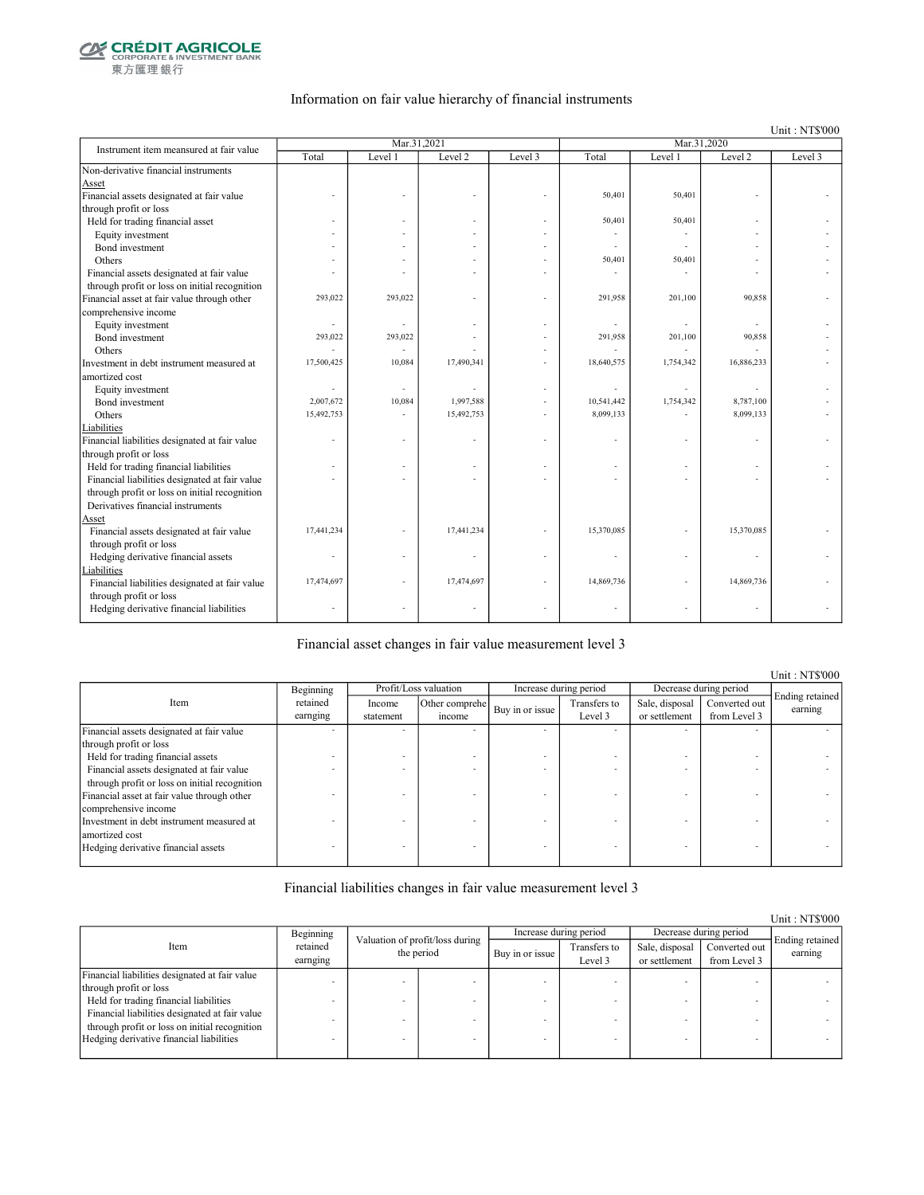CRÉDIT AGRICOLE
CORPORATE & INVESTMENT BANK
東方匯理銀行

## Information on fair value hierarchy of financial instruments

Unit : NT$'000

| Instrument item meansured at fair value | Mar.31,2021 | | | | Mar.31,2020 | | | |
|---|---|---|---|---|---|---|---|---|
| | Total | Level 1 | Level 2 | Level 3 | Total | Level 1 | Level 2 | Level 3 |
| Non-derivative financial instruments | | | | | | | | |
| Asset | | | | | | | | |
| Financial assets designated at fair value through profit or loss | - | - | - | - | 50,401 | 50,401 | - | - |
| Held for trading financial asset | - | - | - | - | 50,401 | 50,401 | - | - |
| Equity investment | - | - | - | - | - | - | - | - |
| Bond investment | - | - | - | - | - | - | - | - |
| Others | - | - | - | - | 50,401 | 50,401 | - | - |
| Financial assets designated at fair value through profit or loss on initial recognition | - | - | - | - | - | - | - | - |
| Financial asset at fair value through other comprehensive income | 293,022 | 293,022 | - | - | 291,958 | 201,100 | 90,858 | - |
| Equity investment | - | - | - | - | - | - | - | - |
| Bond investment | 293,022 | 293,022 | - | - | 291,958 | 201,100 | 90,858 | - |
| Others | - | - | - | - | - | - | - | - |
| Investment in debt instrument measured at amortized cost | 17,500,425 | 10,084 | 17,490,341 | - | 18,640,575 | 1,754,342 | 16,886,233 | - |
| Equity investment | - | - | - | - | - | - | - | - |
| Bond investment | 2,007,672 | 10,084 | 1,997,588 | - | 10,541,442 | 1,754,342 | 8,787,100 | - |
| Others | 15,492,753 | - | 15,492,753 | - | 8,099,133 | - | 8,099,133 | - |
| Liabilities | | | | | | | | |
| Financial liabilities designated at fair value through profit or loss | - | - | - | - | - | - | - | - |
| Held for trading financial liabilities | - | - | - | - | - | - | - | - |
| Financial liabilities designated at fair value through profit or loss on initial recognition | - | - | - | - | - | - | - | - |
| Derivatives financial instruments | | | | | | | | |
| Asset | | | | | | | | |
| Financial assets designated at fair value through profit or loss | 17,441,234 | - | 17,441,234 | - | 15,370,085 | - | 15,370,085 | - |
| Hedging derivative financial assets | - | - | - | - | - | - | - | - |
| Liabilities | | | | | | | | |
| Financial liabilities designated at fair value through profit or loss | 17,474,697 | - | 17,474,697 | - | 14,869,736 | - | 14,869,736 | - |
| Hedging derivative financial liabilities | - | - | - | - | - | - | - | - |

## Financial asset changes in fair value measurement level 3

Unit : NT$'000

| Item | Beginning retained earnging | Profit/Loss valuation | | Increase during period | | Decrease during period | | Ending retained earning |
|---|---|---|---|---|---|---|---|---|
| | | Income statement | Other comprehe income | Buy in or issue | Transfers to Level 3 | Sale, disposal or settlement | Converted out from Level 3 | |
| Financial assets designated at fair value through profit or loss | - | - | - | - | - | - | - | - |
| Held for trading financial assets | - | - | - | - | - | - | - | - |
| Financial assets designated at fair value through profit or loss on initial recognition | - | - | - | - | - | - | - | - |
| Financial asset at fair value through other comprehensive income | - | - | - | - | - | - | - | - |
| Investment in debt instrument measured at amortized cost | - | - | - | - | - | - | - | - |
| Hedging derivative financial assets | - | - | - | - | - | - | - | - |

## Financial liabilities changes in fair value measurement level 3

Unit : NT$'000

| Item | Beginning retained earnging | Valuation of profit/loss during the period | | Increase during period | | Decrease during period | | Ending retained earning |
|---|---|---|---|---|---|---|---|---|
| | | | | Buy in or issue | Transfers to Level 3 | Sale, disposal or settlement | Converted out from Level 3 | |
| Financial liabilities designated at fair value through profit or loss | - | - | - | - | - | - | - | - |
| Held for trading financial liabilities | - | - | - | - | - | - | - | - |
| Financial liabilities designated at fair value through profit or loss on initial recognition | - | - | - | - | - | - | - | - |
| Hedging derivative financial liabilities | - | - | - | - | - | - | - | - |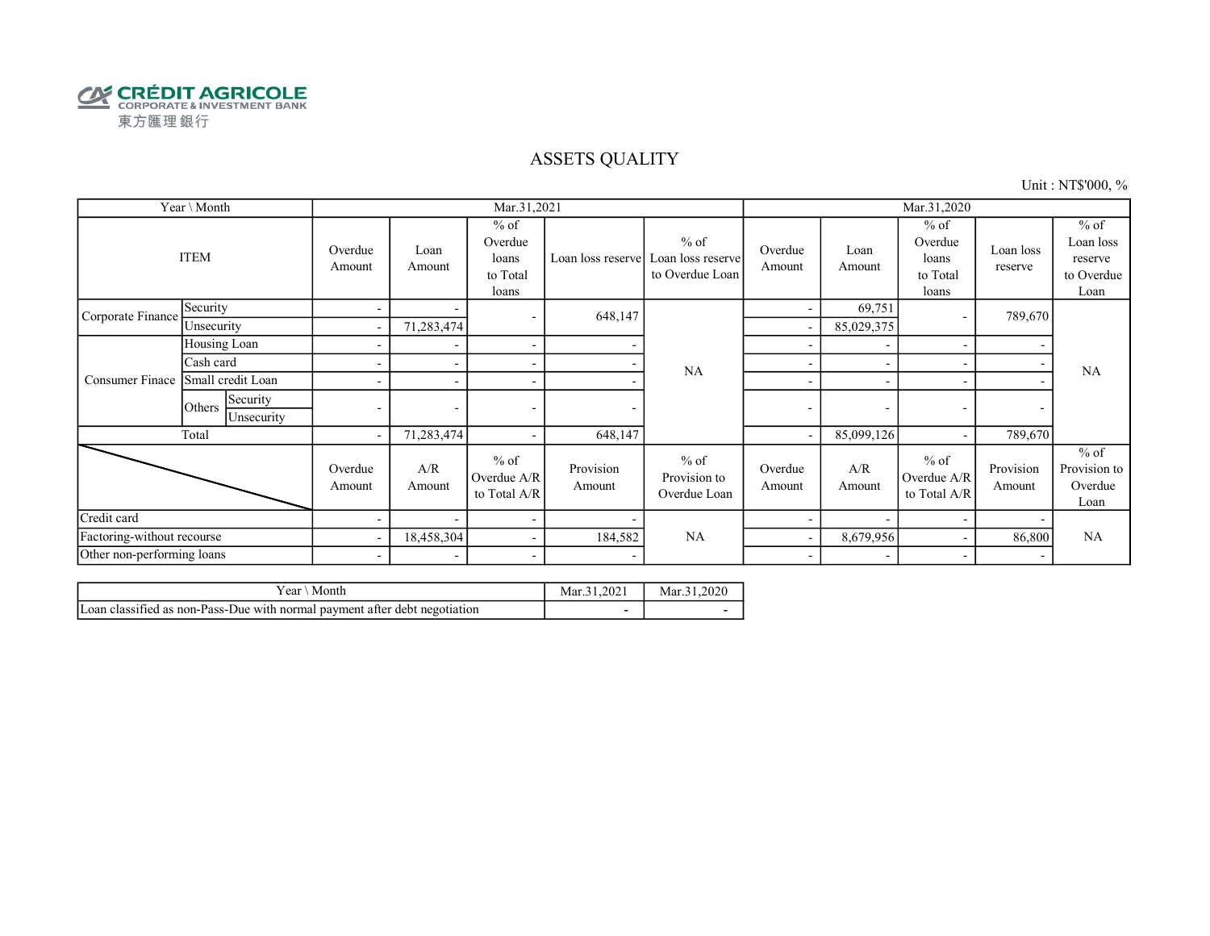CRÉDIT AGRICOLE
CORPORATE & INVESTMENT BANK
東方匯理銀行

# ASSETS QUALITY

Unit : NT$'000, %

| Year \ Month | | | Mar.31,2021 | | | | | Mar.31,2020 | | | | |
|---|---|---|---|---|---|---|---|---|---|---|---|---|
| ITEM | | | Overdue Amount | Loan Amount | % of Overdue loans to Total loans | Loan loss reserve | % of Loan loss reserve to Overdue Loan | Overdue Amount | Loan Amount | % of Overdue loans to Total loans | Loan loss reserve | % of Loan loss reserve to Overdue Loan |
| Corporate Finance | Security | | - | - | - | 648,147 | NA | - | 69,751 | - | 789,670 | NA |
| | Unsecurity | | - | 71,283,474 | | | | - | 85,029,375 | | | |
| Consumer Finace | Housing Loan | | - | - | - | - | | - | - | - | - | |
| | Cash card | | - | - | - | - | | - | - | - | - | |
| | Small credit Loan | | - | - | - | - | | - | - | - | - | |
| | Others | Security | - | - | - | - | | - | - | - | - | |
| | | Unsecurity | | | | | | | | | | |
| Total | | | - | 71,283,474 | - | 648,147 | | - | 85,099,126 | - | 789,670 | |
| | | | Overdue Amount | A/R Amount | % of Overdue A/R to Total A/R | Provision Amount | % of Provision to Overdue Loan | Overdue Amount | A/R Amount | % of Overdue A/R to Total A/R | Provision Amount | % of Provision to Overdue Loan |
| Credit card | | | - | - | - | - | NA | - | - | - | - | NA |
| Factoring-without recourse | | | - | 18,458,304 | - | 184,582 | | - | 8,679,956 | - | 86,800 | |
| Other non-performing loans | | | - | - | - | - | | - | - | - | - | |

| Year \ Month | Mar.31,2021 | Mar.31,2020 |
|---|---|---|
| Loan classified as non-Pass-Due with normal payment after debt negotiation | - | - |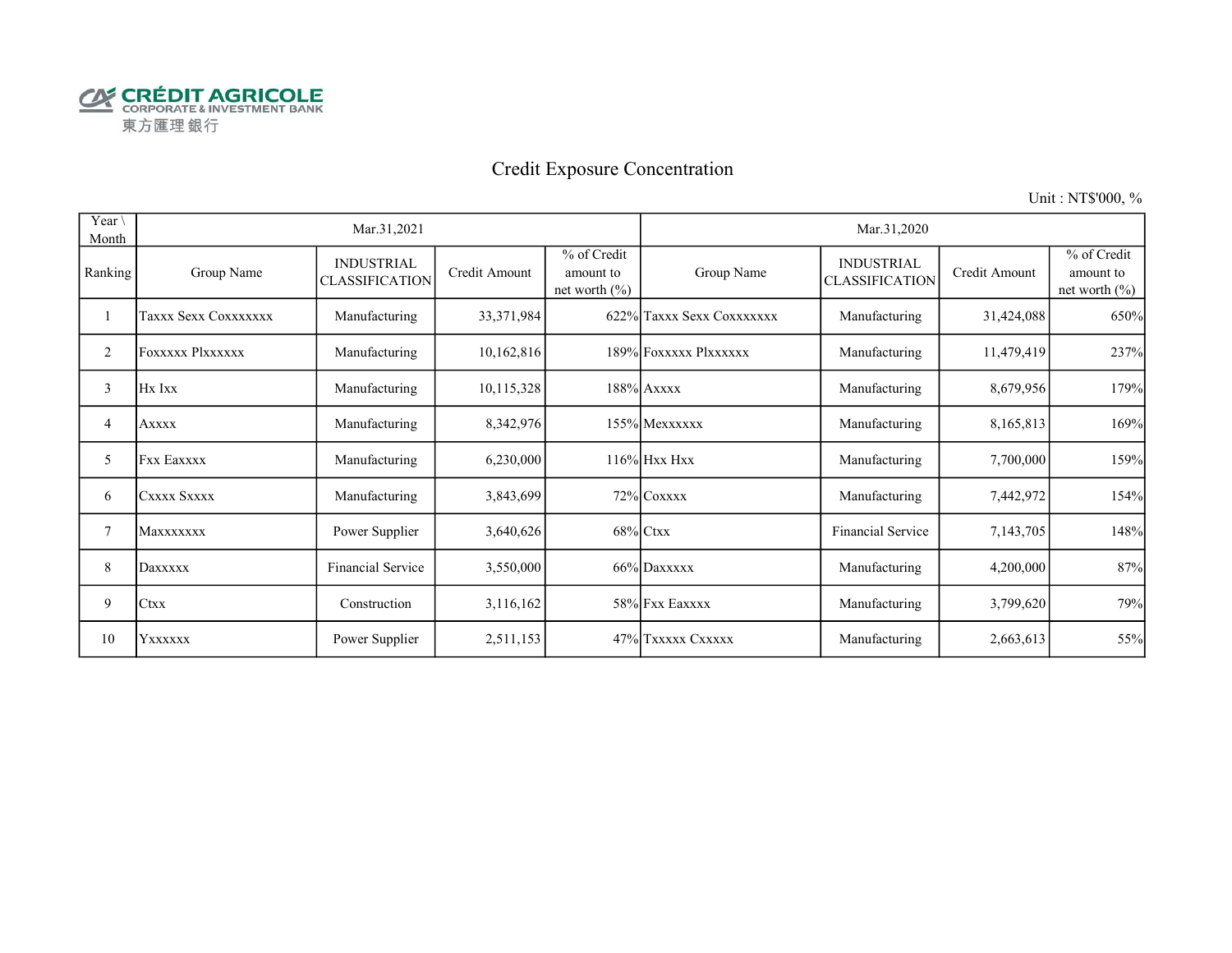CRÉDIT AGRICOLE
CORPORATE & INVESTMENT BANK
東方匯理銀行

# Credit Exposure Concentration

Unit : NT$'000, %

| Year \ Month | Mar.31,2021 | | | | Mar.31,2020 | | | |
|---|---|---|---|---|---|---|---|---|
| Ranking | Group Name | INDUSTRIAL CLASSIFICATION | Credit Amount | % of Credit amount to net worth (%) | Group Name | INDUSTRIAL CLASSIFICATION | Credit Amount | % of Credit amount to net worth (%) |
| 1 | Taxxx Sexx Coxxxxxxx | Manufacturing | 33,371,984 | 622% | Taxxx Sexx Coxxxxxxx | Manufacturing | 31,424,088 | 650% |
| 2 | Foxxxxx Plxxxxxx | Manufacturing | 10,162,816 | 189% | Foxxxxx Plxxxxxx | Manufacturing | 11,479,419 | 237% |
| 3 | Hx Ixx | Manufacturing | 10,115,328 | 188% | Axxxx | Manufacturing | 8,679,956 | 179% |
| 4 | Axxxx | Manufacturing | 8,342,976 | 155% | Mexxxxxx | Manufacturing | 8,165,813 | 169% |
| 5 | Fxx Eaxxxx | Manufacturing | 6,230,000 | 116% | Hxx Hxx | Manufacturing | 7,700,000 | 159% |
| 6 | Cxxxx Sxxxx | Manufacturing | 3,843,699 | 72% | Coxxxx | Manufacturing | 7,442,972 | 154% |
| 7 | Maxxxxxxx | Power Supplier | 3,640,626 | 68% | Ctxx | Financial Service | 7,143,705 | 148% |
| 8 | Daxxxxx | Financial Service | 3,550,000 | 66% | Daxxxxx | Manufacturing | 4,200,000 | 87% |
| 9 | Ctxx | Construction | 3,116,162 | 58% | Fxx Eaxxxx | Manufacturing | 3,799,620 | 79% |
| 10 | Yxxxxxx | Power Supplier | 2,511,153 | 47% | Txxxxx Cxxxxx | Manufacturing | 2,663,613 | 55% |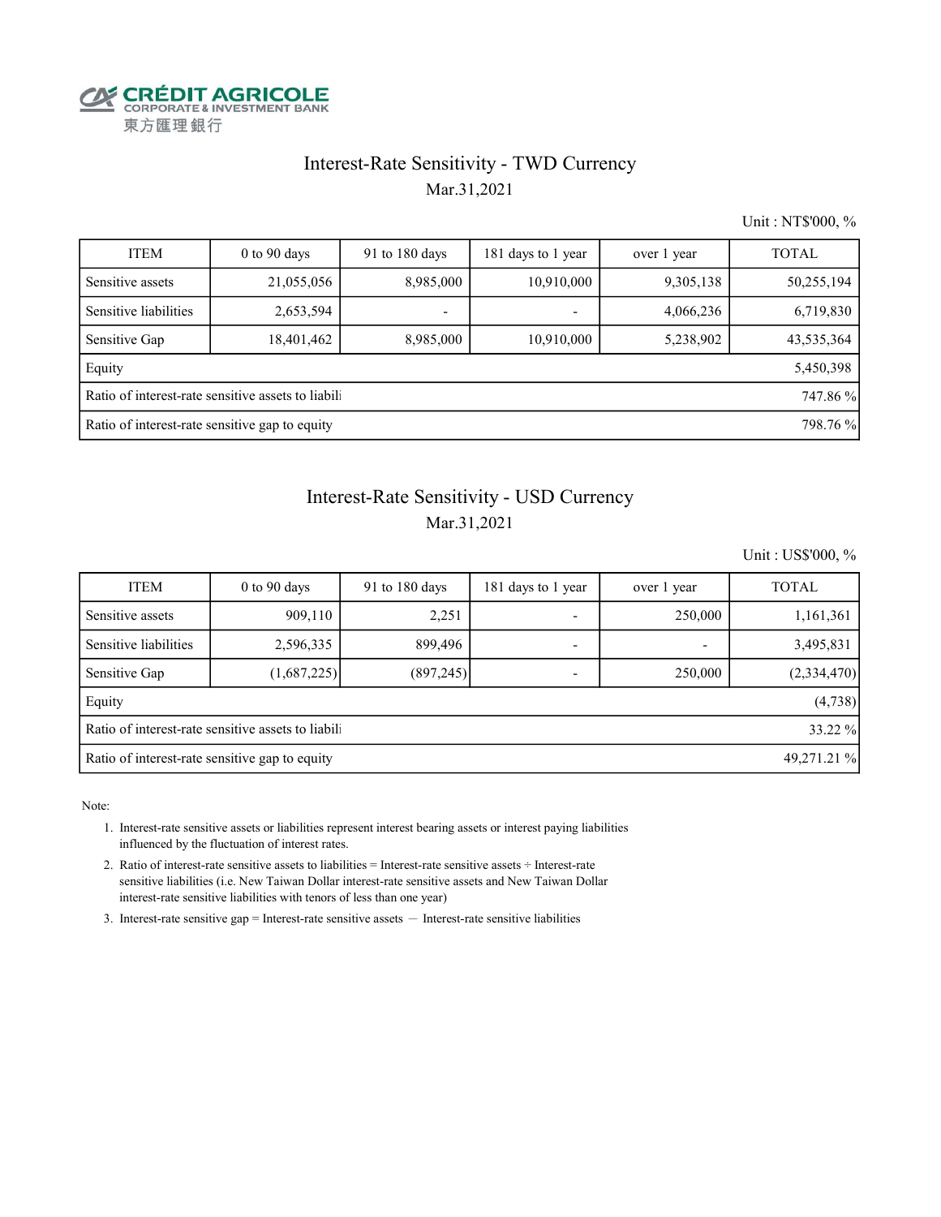CRÉDIT AGRICOLE
CORPORATE & INVESTMENT BANK
東方匯理銀行

## Interest-Rate Sensitivity - TWD Currency

Mar.31,2021

Unit : NT$'000, %

| ITEM | 0 to 90 days | 91 to 180 days | 181 days to 1 year | over 1 year | TOTAL |
|---|---|---|---|---|---|
| Sensitive assets | 21,055,056 | 8,985,000 | 10,910,000 | 9,305,138 | 50,255,194 |
| Sensitive liabilities | 2,653,594 | - | - | 4,066,236 | 6,719,830 |
| Sensitive Gap | 18,401,462 | 8,985,000 | 10,910,000 | 5,238,902 | 43,535,364 |
| Equity | | | | | 5,450,398 |
| Ratio of interest-rate sensitive assets to liabili | | | | | 747.86 % |
| Ratio of interest-rate sensitive gap to equity | | | | | 798.76 % |

## Interest-Rate Sensitivity - USD Currency

Mar.31,2021

Unit : US$'000, %

| ITEM | 0 to 90 days | 91 to 180 days | 181 days to 1 year | over 1 year | TOTAL |
|---|---|---|---|---|---|
| Sensitive assets | 909,110 | 2,251 | - | 250,000 | 1,161,361 |
| Sensitive liabilities | 2,596,335 | 899,496 | - | - | 3,495,831 |
| Sensitive Gap | (1,687,225) | (897,245) | - | 250,000 | (2,334,470) |
| Equity | | | | | (4,738) |
| Ratio of interest-rate sensitive assets to liabili | | | | | 33.22 % |
| Ratio of interest-rate sensitive gap to equity | | | | | 49,271.21 % |

Note:

1. Interest-rate sensitive assets or liabilities represent interest bearing assets or interest paying liabilities influenced by the fluctuation of interest rates.
2. Ratio of interest-rate sensitive assets to liabilities = Interest-rate sensitive assets ÷ Interest-rate sensitive liabilities (i.e. New Taiwan Dollar interest-rate sensitive assets and New Taiwan Dollar interest-rate sensitive liabilities with tenors of less than one year)
3. Interest-rate sensitive gap = Interest-rate sensitive assets － Interest-rate sensitive liabilities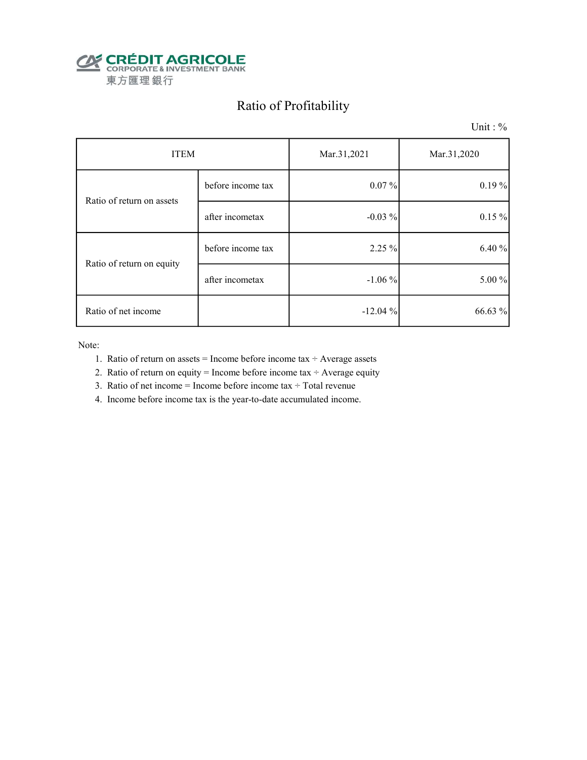CRÉDIT AGRICOLE
CORPORATE & INVESTMENT BANK
東方匯理銀行

# Ratio of Profitability

Unit : %

| ITEM | | Mar.31,2021 | Mar.31,2020 |
|---|---|---|---|
| Ratio of return on assets | before income tax | 0.07 % | 0.19 % |
| | after incometax | -0.03 % | 0.15 % |
| Ratio of return on equity | before income tax | 2.25 % | 6.40 % |
| | after incometax | -1.06 % | 5.00 % |
| Ratio of net income | | -12.04 % | 66.63 % |

Note:

1. Ratio of return on assets = Income before income tax ÷ Average assets
2. Ratio of return on equity = Income before income tax ÷ Average equity
3. Ratio of net income = Income before income tax ÷ Total revenue
4. Income before income tax is the year-to-date accumulated income.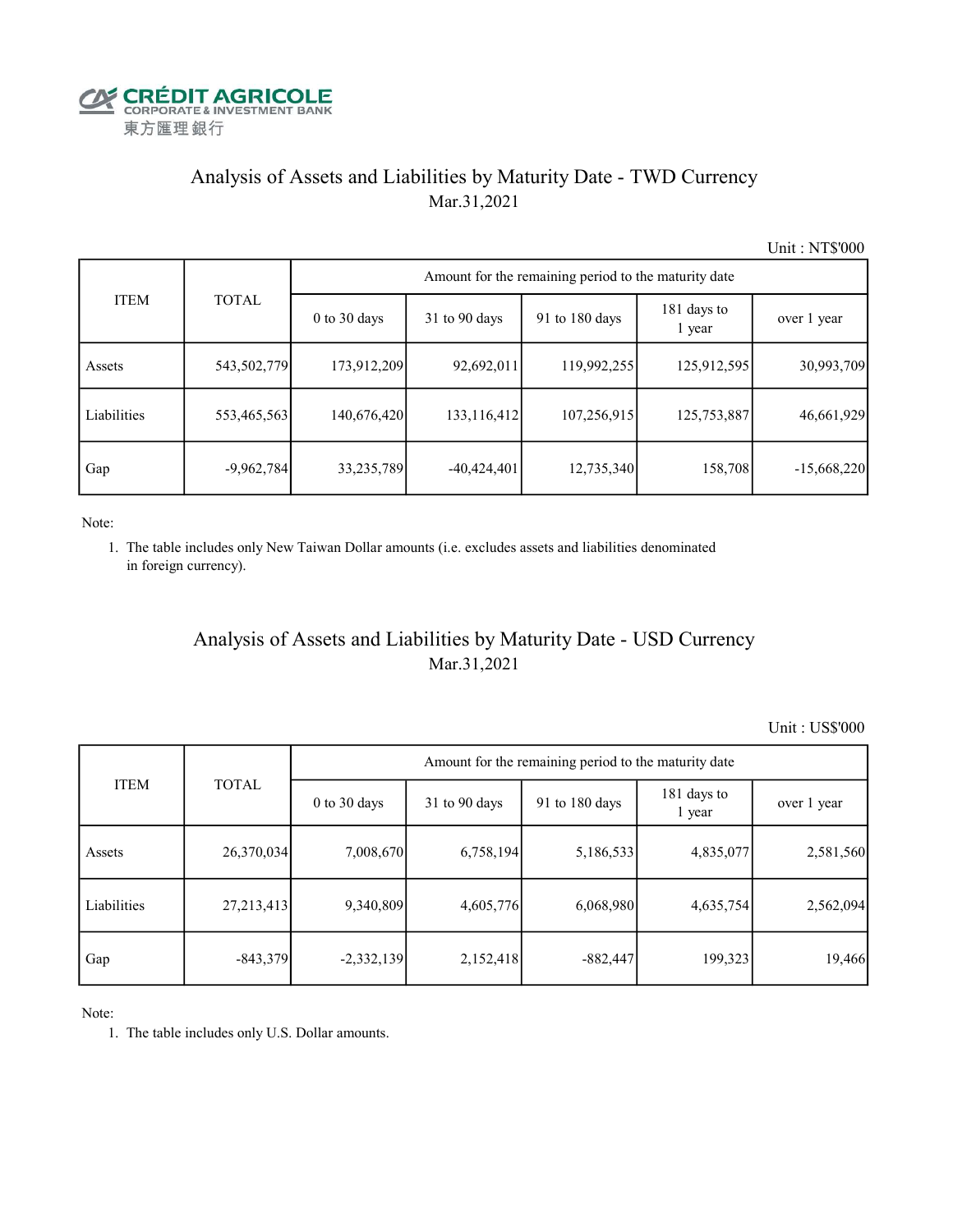CRÉDIT AGRICOLE
CORPORATE & INVESTMENT BANK
東方匯理銀行

## Analysis of Assets and Liabilities by Maturity Date - TWD Currency

Mar.31,2021

Unit : NT$'000

| ITEM | TOTAL | Amount for the remaining period to the maturity date | | | | |
|---|---|---|---|---|---|---|
| | | 0 to 30 days | 31 to 90 days | 91 to 180 days | 181 days to 1 year | over 1 year |
| Assets | 543,502,779 | 173,912,209 | 92,692,011 | 119,992,255 | 125,912,595 | 30,993,709 |
| Liabilities | 553,465,563 | 140,676,420 | 133,116,412 | 107,256,915 | 125,753,887 | 46,661,929 |
| Gap | -9,962,784 | 33,235,789 | -40,424,401 | 12,735,340 | 158,708 | -15,668,220 |

Note:

1. The table includes only New Taiwan Dollar amounts (i.e. excludes assets and liabilities denominated in foreign currency).

## Analysis of Assets and Liabilities by Maturity Date - USD Currency

Mar.31,2021

Unit : US$'000

| ITEM | TOTAL | Amount for the remaining period to the maturity date | | | | |
|---|---|---|---|---|---|---|
| | | 0 to 30 days | 31 to 90 days | 91 to 180 days | 181 days to 1 year | over 1 year |
| Assets | 26,370,034 | 7,008,670 | 6,758,194 | 5,186,533 | 4,835,077 | 2,581,560 |
| Liabilities | 27,213,413 | 9,340,809 | 4,605,776 | 6,068,980 | 4,635,754 | 2,562,094 |
| Gap | -843,379 | -2,332,139 | 2,152,418 | -882,447 | 199,323 | 19,466 |

Note:

1. The table includes only U.S. Dollar amounts.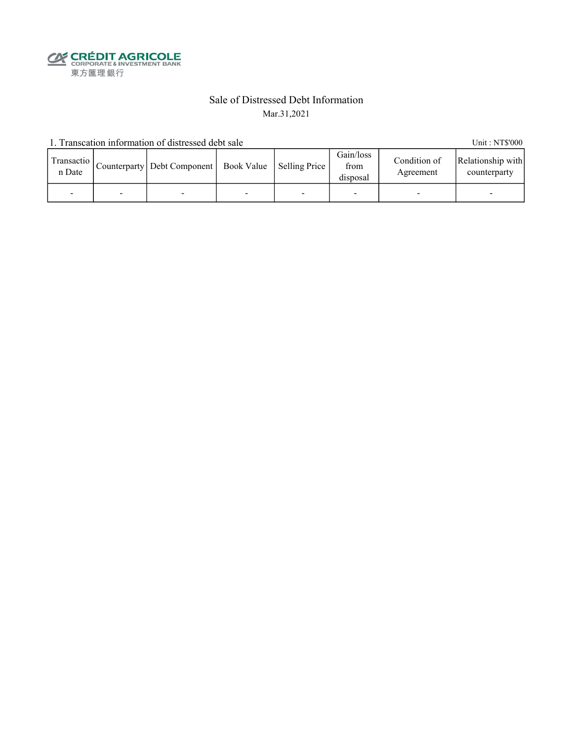CRÉDIT AGRICOLE
CORPORATE & INVESTMENT BANK
東方匯理銀行

# Sale of Distressed Debt Information

Mar.31,2021

1. Transcation information of distressed debt sale

Unit : NT$'000

| Transaction Date | Counterparty | Debt Component | Book Value | Selling Price | Gain/loss from disposal | Condition of Agreement | Relationship with counterparty |
|---|---|---|---|---|---|---|---|
| - | - | - | - | - | - | - | - |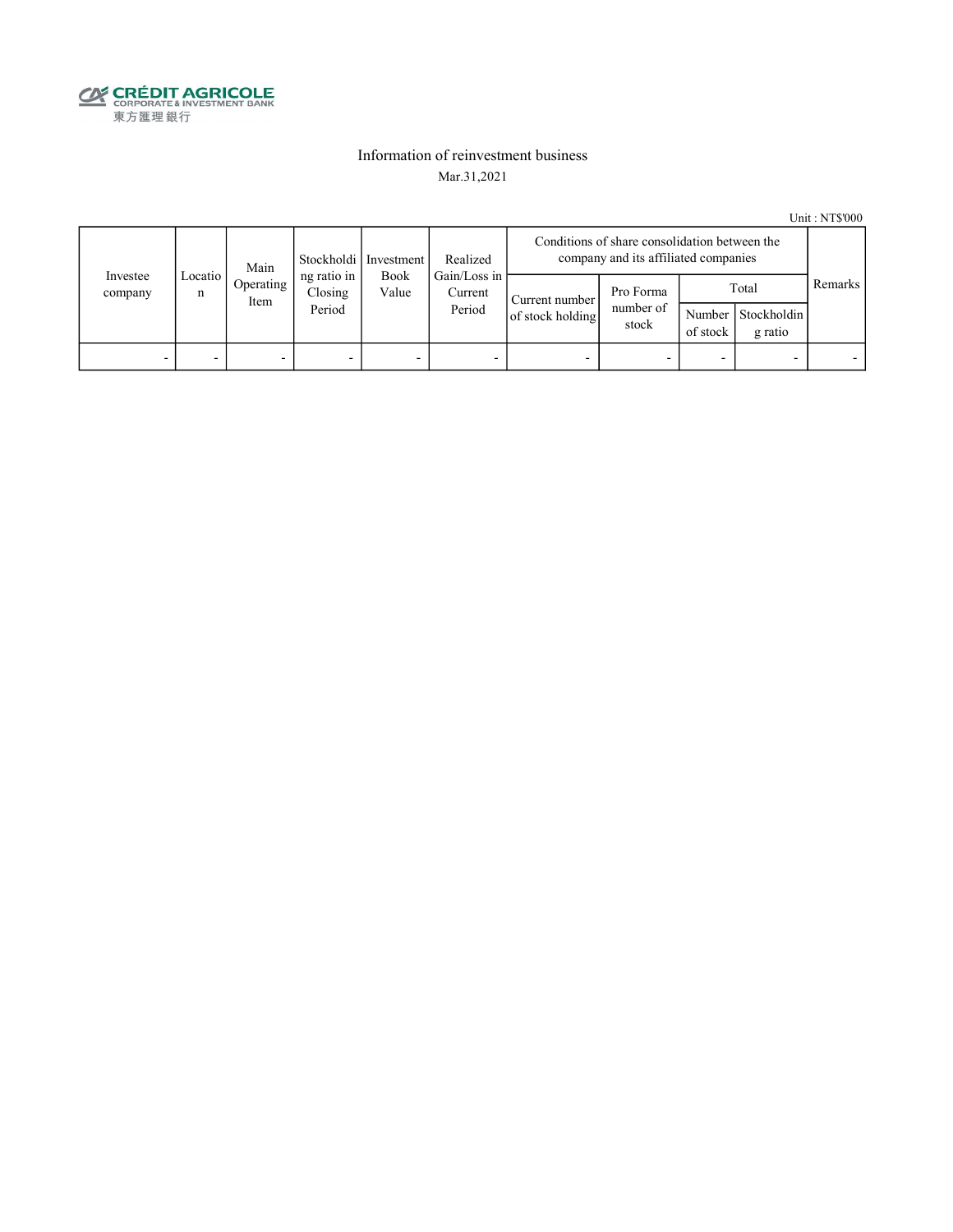CRÉDIT AGRICOLE
CORPORATE & INVESTMENT BANK
東方匯理銀行

# Information of reinvestment business

Mar.31,2021

Unit : NT$'000

| Investee company | Location | Main Operating Item | Stockholding ratio in Closing Period | Investment Book Value | Realized Gain/Loss in Current Period | Conditions of share consolidation between the company and its affiliated companies | | | | Remarks |
|---|---|---|---|---|---|---|---|---|---|---|
| | | | | | | Current number of stock holding | Pro Forma number of stock | Total | | |
| | | | | | | | | Number of stock | Stockholding ratio | |
| - | - | - | - | - | - | - | - | - | - | - |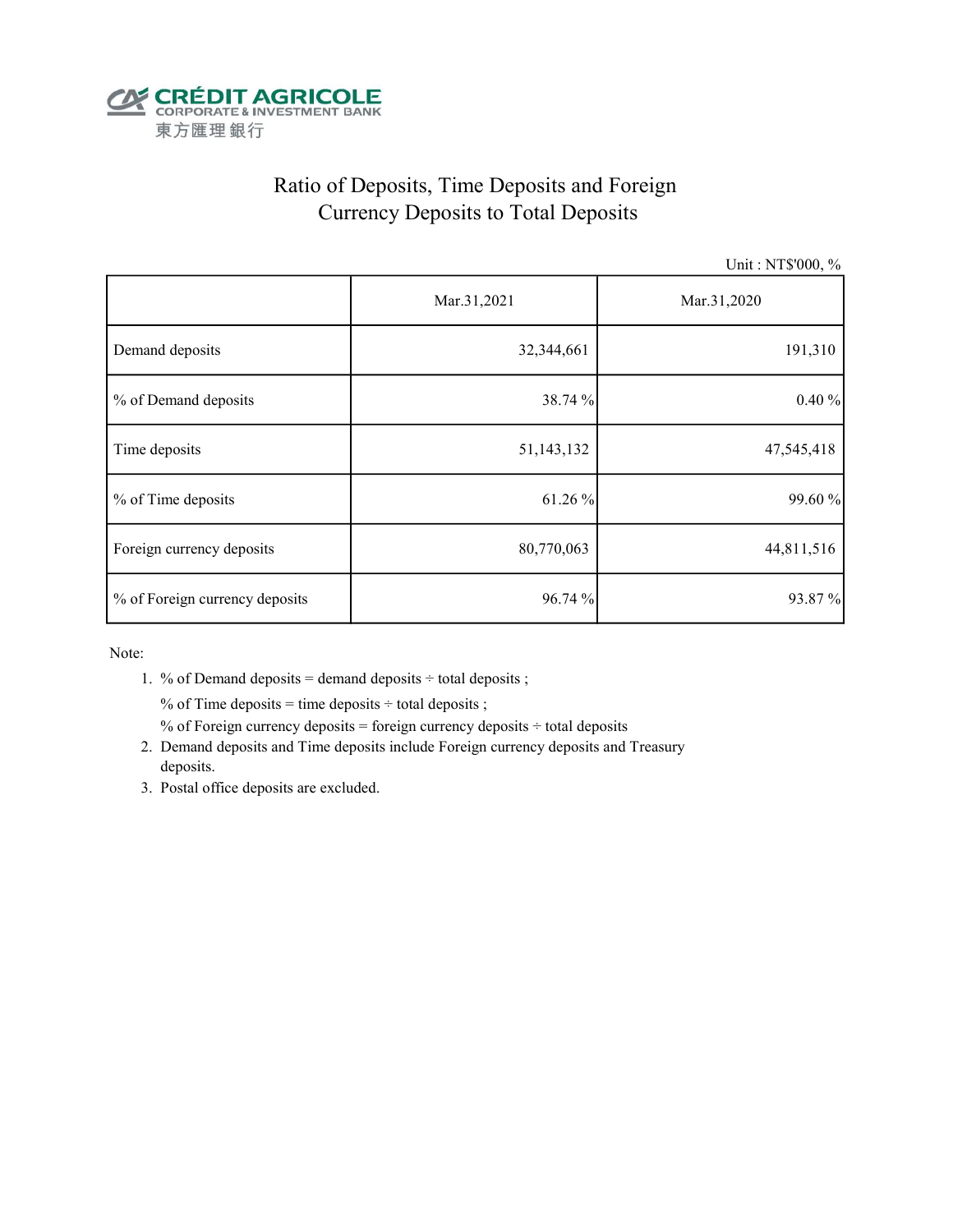CRÉDIT AGRICOLE
CORPORATE & INVESTMENT BANK
東方匯理銀行

# Ratio of Deposits, Time Deposits and Foreign Currency Deposits to Total Deposits

Unit : NT$'000, %

| | Mar.31,2021 | Mar.31,2020 |
|---|---|---|
| Demand deposits | 32,344,661 | 191,310 |
| % of Demand deposits | 38.74 % | 0.40 % |
| Time deposits | 51,143,132 | 47,545,418 |
| % of Time deposits | 61.26 % | 99.60 % |
| Foreign currency deposits | 80,770,063 | 44,811,516 |
| % of Foreign currency deposits | 96.74 % | 93.87 % |

Note:

1. % of Demand deposits = demand deposits ÷ total deposits ;
   % of Time deposits = time deposits ÷ total deposits ;
   % of Foreign currency deposits = foreign currency deposits ÷ total deposits
2. Demand deposits and Time deposits include Foreign currency deposits and Treasury deposits.
3. Postal office deposits are excluded.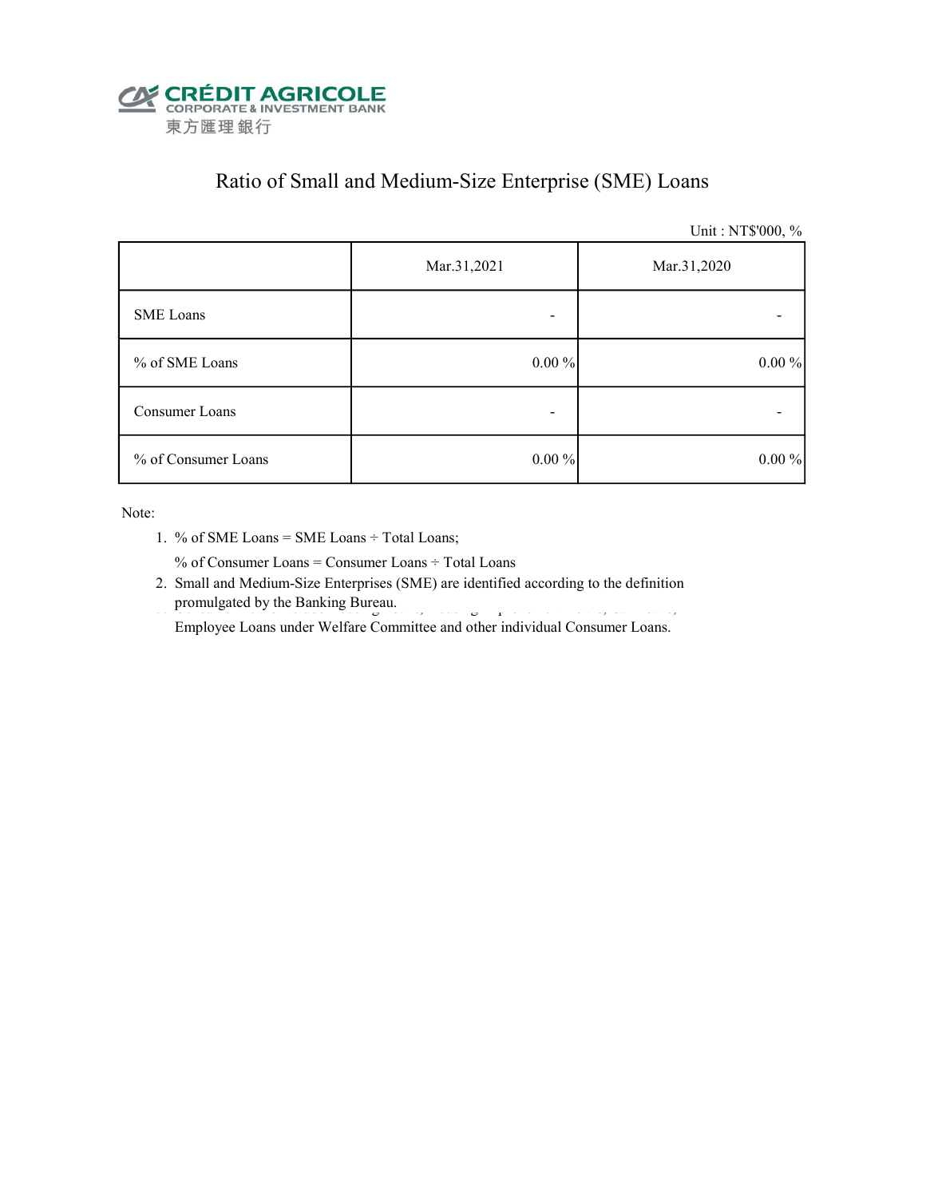CRÉDIT AGRICOLE
CORPORATE & INVESTMENT BANK
東方匯理銀行

# Ratio of Small and Medium-Size Enterprise (SME) Loans

Unit : NT$'000, %

| | Mar.31,2021 | Mar.31,2020 |
|---|---|---|
| SME Loans | - | - |
| % of SME Loans | 0.00 % | 0.00 % |
| Consumer Loans | - | - |
| % of Consumer Loans | 0.00 % | 0.00 % |

Note:

1. % of SME Loans = SME Loans ÷ Total Loans;
   % of Consumer Loans = Consumer Loans ÷ Total Loans
2. Small and Medium-Size Enterprises (SME) are identified according to the definition promulgated by the Banking Bureau.
   Employee Loans under Welfare Committee and other individual Consumer Loans.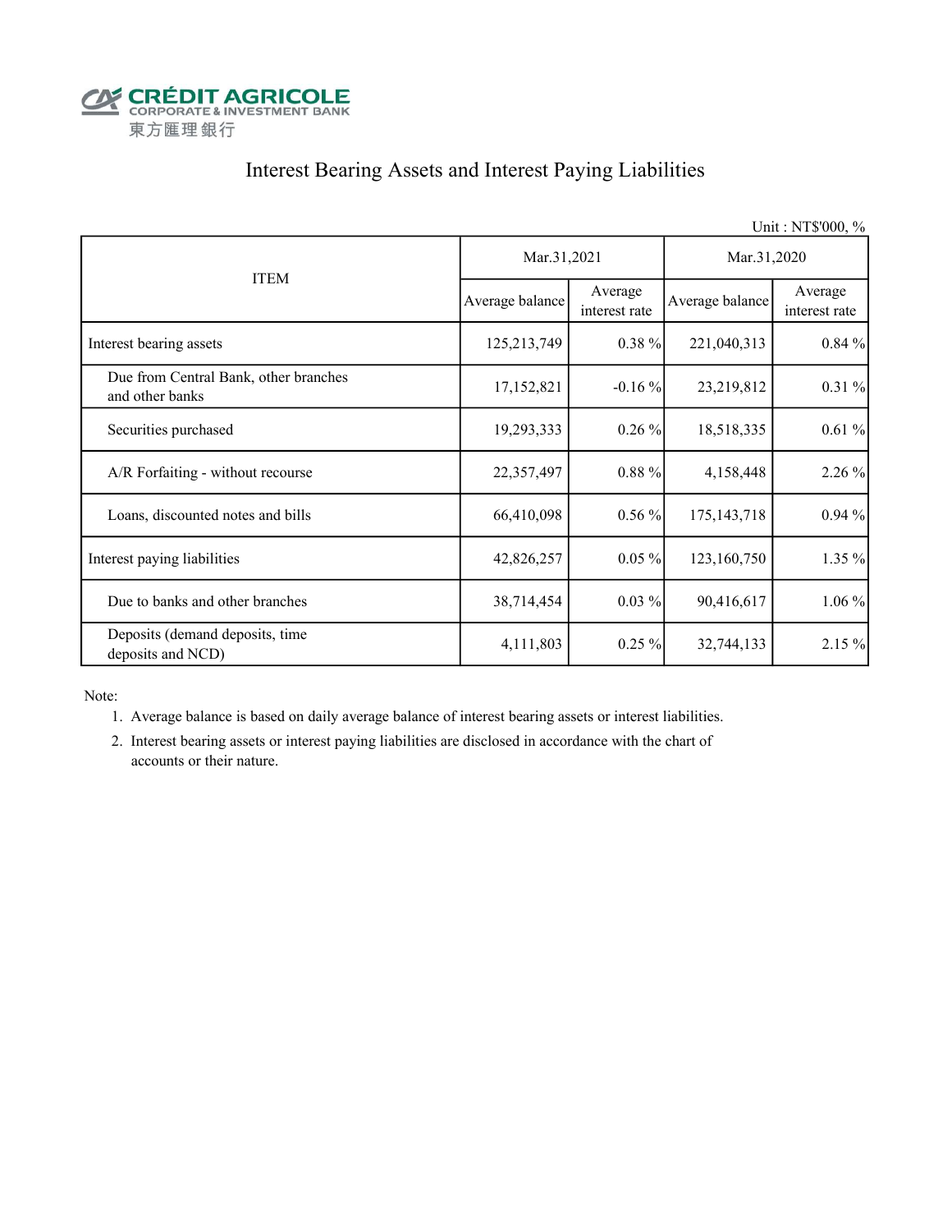CRÉDIT AGRICOLE
CORPORATE & INVESTMENT BANK
東方匯理銀行

# Interest Bearing Assets and Interest Paying Liabilities

Unit : NT$'000, %

| ITEM | Mar.31,2021 | | Mar.31,2020 | |
|---|---|---|---|---|
| | Average balance | Average interest rate | Average balance | Average interest rate |
| Interest bearing assets | 125,213,749 | 0.38 % | 221,040,313 | 0.84 % |
| Due from Central Bank, other branches and other banks | 17,152,821 | -0.16 % | 23,219,812 | 0.31 % |
| Securities purchased | 19,293,333 | 0.26 % | 18,518,335 | 0.61 % |
| A/R Forfaiting - without recourse | 22,357,497 | 0.88 % | 4,158,448 | 2.26 % |
| Loans, discounted notes and bills | 66,410,098 | 0.56 % | 175,143,718 | 0.94 % |
| Interest paying liabilities | 42,826,257 | 0.05 % | 123,160,750 | 1.35 % |
| Due to banks and other branches | 38,714,454 | 0.03 % | 90,416,617 | 1.06 % |
| Deposits (demand deposits, time deposits and NCD) | 4,111,803 | 0.25 % | 32,744,133 | 2.15 % |

Note:

1. Average balance is based on daily average balance of interest bearing assets or interest liabilities.
2. Interest bearing assets or interest paying liabilities are disclosed in accordance with the chart of accounts or their nature.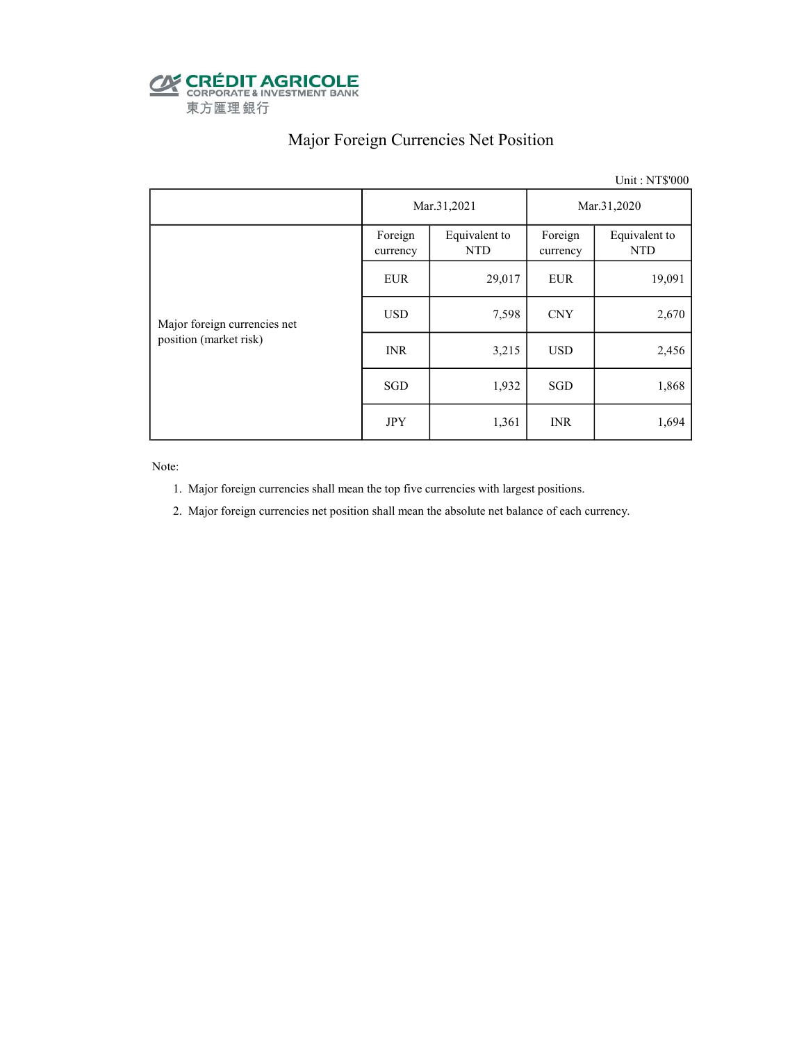CRÉDIT AGRICOLE
CORPORATE & INVESTMENT BANK
東方匯理銀行

# Major Foreign Currencies Net Position

Unit : NT$'000

| | Mar.31,2021 | | Mar.31,2020 | |
|---|---|---|---|---|
| | Foreign currency | Equivalent to NTD | Foreign currency | Equivalent to NTD |
| Major foreign currencies net position (market risk) | EUR | 29,017 | EUR | 19,091 |
| | USD | 7,598 | CNY | 2,670 |
| | INR | 3,215 | USD | 2,456 |
| | SGD | 1,932 | SGD | 1,868 |
| | JPY | 1,361 | INR | 1,694 |

Note:

1. Major foreign currencies shall mean the top five currencies with largest positions.
2. Major foreign currencies net position shall mean the absolute net balance of each currency.